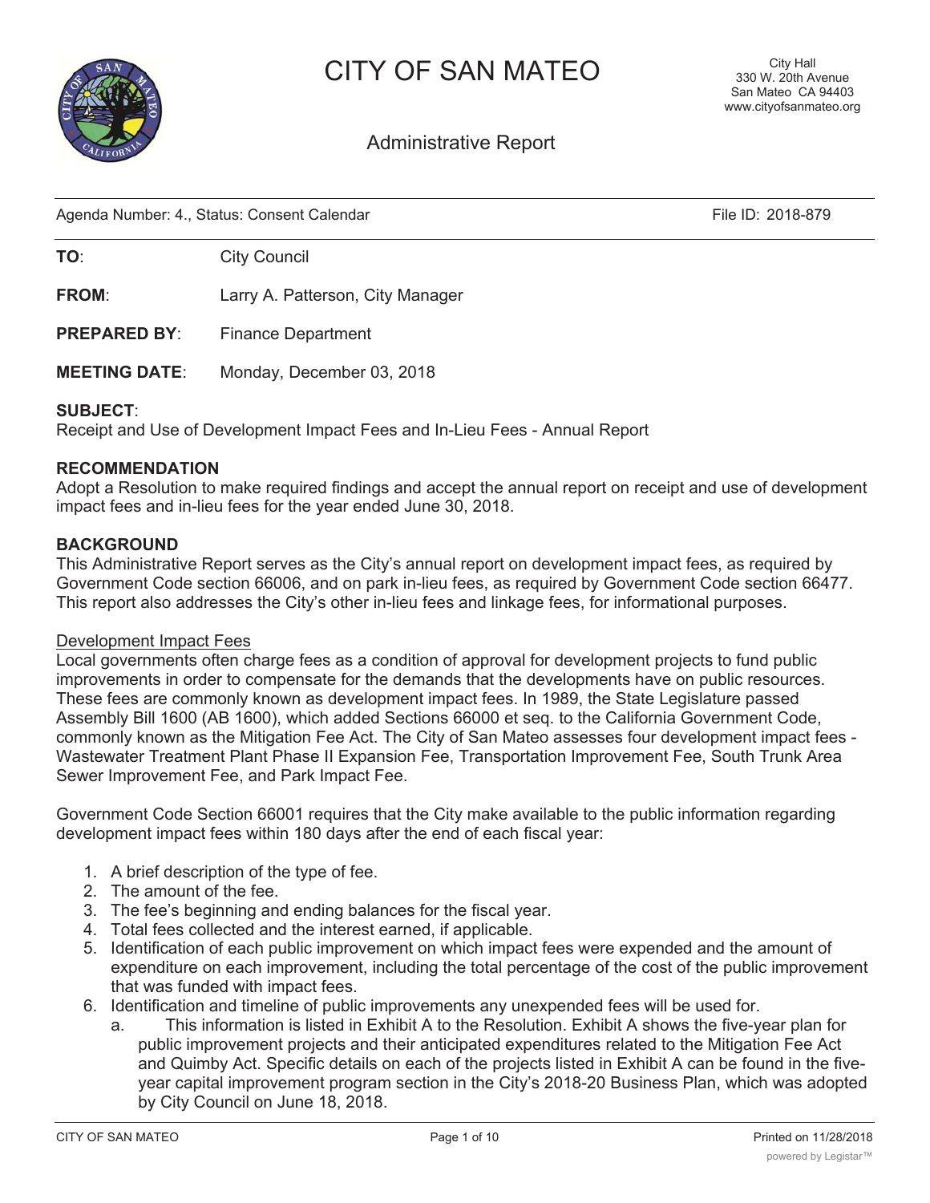# CITY OF SAN MATEO

City Hall
330 W. 20th Avenue
San Mateo CA 94403
www.cityofsanmateo.org

## Administrative Report

Agenda Number: 4., Status: Consent Calendar | File ID: 2018-879

**TO**: City Council

**FROM**: Larry A. Patterson, City Manager

**PREPARED BY**: Finance Department

**MEETING DATE**: Monday, December 03, 2018

**SUBJECT**:
Receipt and Use of Development Impact Fees and In-Lieu Fees - Annual Report

**RECOMMENDATION**
Adopt a Resolution to make required findings and accept the annual report on receipt and use of development impact fees and in-lieu fees for the year ended June 30, 2018.

**BACKGROUND**
This Administrative Report serves as the City's annual report on development impact fees, as required by Government Code section 66006, and on park in-lieu fees, as required by Government Code section 66477. This report also addresses the City's other in-lieu fees and linkage fees, for informational purposes.

Development Impact Fees
Local governments often charge fees as a condition of approval for development projects to fund public improvements in order to compensate for the demands that the developments have on public resources. These fees are commonly known as development impact fees. In 1989, the State Legislature passed Assembly Bill 1600 (AB 1600), which added Sections 66000 et seq. to the California Government Code, commonly known as the Mitigation Fee Act. The City of San Mateo assesses four development impact fees - Wastewater Treatment Plant Phase II Expansion Fee, Transportation Improvement Fee, South Trunk Area Sewer Improvement Fee, and Park Impact Fee.

Government Code Section 66001 requires that the City make available to the public information regarding development impact fees within 180 days after the end of each fiscal year:

1. A brief description of the type of fee.
2. The amount of the fee.
3. The fee's beginning and ending balances for the fiscal year.
4. Total fees collected and the interest earned, if applicable.
5. Identification of each public improvement on which impact fees were expended and the amount of expenditure on each improvement, including the total percentage of the cost of the public improvement that was funded with impact fees.
6. Identification and timeline of public improvements any unexpended fees will be used for.
   a. This information is listed in Exhibit A to the Resolution. Exhibit A shows the five-year plan for public improvement projects and their anticipated expenditures related to the Mitigation Fee Act and Quimby Act. Specific details on each of the projects listed in Exhibit A can be found in the five-year capital improvement program section in the City's 2018-20 Business Plan, which was adopted by City Council on June 18, 2018.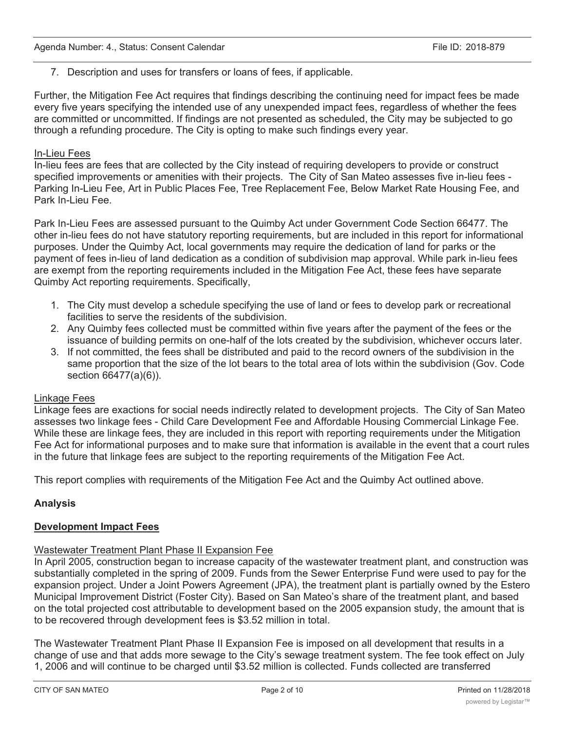7. Description and uses for transfers or loans of fees, if applicable.

Further, the Mitigation Fee Act requires that findings describing the continuing need for impact fees be made every five years specifying the intended use of any unexpended impact fees, regardless of whether the fees are committed or uncommitted. If findings are not presented as scheduled, the City may be subjected to go through a refunding procedure. The City is opting to make such findings every year.

In-Lieu Fees

In-lieu fees are fees that are collected by the City instead of requiring developers to provide or construct specified improvements or amenities with their projects. The City of San Mateo assesses five in-lieu fees - Parking In-Lieu Fee, Art in Public Places Fee, Tree Replacement Fee, Below Market Rate Housing Fee, and Park In-Lieu Fee.

Park In-Lieu Fees are assessed pursuant to the Quimby Act under Government Code Section 66477. The other in-lieu fees do not have statutory reporting requirements, but are included in this report for informational purposes. Under the Quimby Act, local governments may require the dedication of land for parks or the payment of fees in-lieu of land dedication as a condition of subdivision map approval. While park in-lieu fees are exempt from the reporting requirements included in the Mitigation Fee Act, these fees have separate Quimby Act reporting requirements. Specifically,

1. The City must develop a schedule specifying the use of land or fees to develop park or recreational facilities to serve the residents of the subdivision.
2. Any Quimby fees collected must be committed within five years after the payment of the fees or the issuance of building permits on one-half of the lots created by the subdivision, whichever occurs later.
3. If not committed, the fees shall be distributed and paid to the record owners of the subdivision in the same proportion that the size of the lot bears to the total area of lots within the subdivision (Gov. Code section 66477(a)(6)).

Linkage Fees

Linkage fees are exactions for social needs indirectly related to development projects. The City of San Mateo assesses two linkage fees - Child Care Development Fee and Affordable Housing Commercial Linkage Fee. While these are linkage fees, they are included in this report with reporting requirements under the Mitigation Fee Act for informational purposes and to make sure that information is available in the event that a court rules in the future that linkage fees are subject to the reporting requirements of the Mitigation Fee Act.

This report complies with requirements of the Mitigation Fee Act and the Quimby Act outlined above.

## Analysis

### Development Impact Fees

Wastewater Treatment Plant Phase II Expansion Fee

In April 2005, construction began to increase capacity of the wastewater treatment plant, and construction was substantially completed in the spring of 2009. Funds from the Sewer Enterprise Fund were used to pay for the expansion project. Under a Joint Powers Agreement (JPA), the treatment plant is partially owned by the Estero Municipal Improvement District (Foster City). Based on San Mateo's share of the treatment plant, and based on the total projected cost attributable to development based on the 2005 expansion study, the amount that is to be recovered through development fees is $3.52 million in total.

The Wastewater Treatment Plant Phase II Expansion Fee is imposed on all development that results in a change of use and that adds more sewage to the City's sewage treatment system. The fee took effect on July 1, 2006 and will continue to be charged until $3.52 million is collected. Funds collected are transferred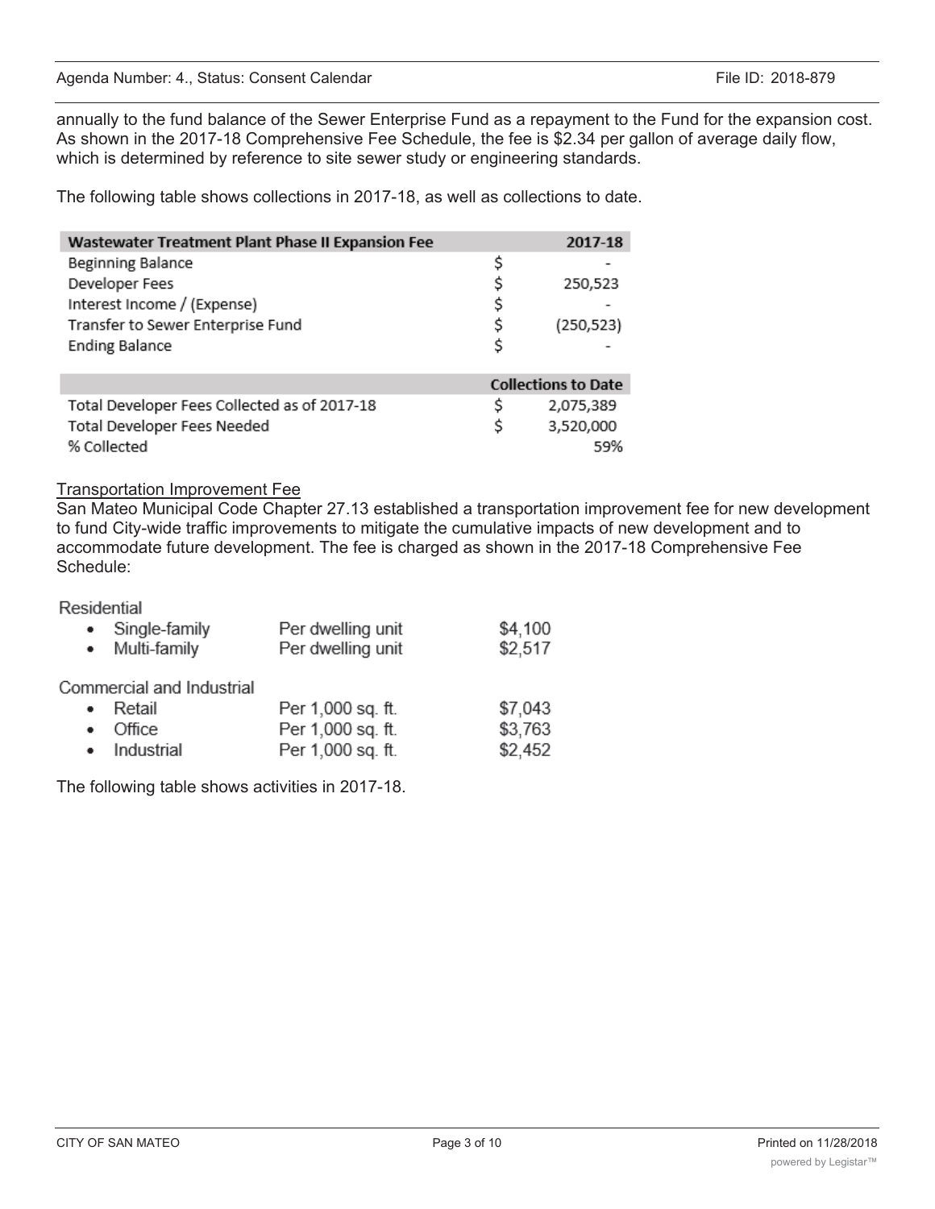annually to the fund balance of the Sewer Enterprise Fund as a repayment to the Fund for the expansion cost. As shown in the 2017-18 Comprehensive Fee Schedule, the fee is $2.34 per gallon of average daily flow, which is determined by reference to site sewer study or engineering standards.

The following table shows collections in 2017-18, as well as collections to date.

| Wastewater Treatment Plant Phase II Expansion Fee | | 2017-18 |
|---|---|---|
| Beginning Balance | $ | - |
| Developer Fees | $ | 250,523 |
| Interest Income / (Expense) | $ | - |
| Transfer to Sewer Enterprise Fund | $ | (250,523) |
| Ending Balance | $ | - |

| | | Collections to Date |
|---|---|---|
| Total Developer Fees Collected as of 2017-18 | $ | 2,075,389 |
| Total Developer Fees Needed | $ | 3,520,000 |
| % Collected | | 59% |

Transportation Improvement Fee

San Mateo Municipal Code Chapter 27.13 established a transportation improvement fee for new development to fund City-wide traffic improvements to mitigate the cumulative impacts of new development and to accommodate future development. The fee is charged as shown in the 2017-18 Comprehensive Fee Schedule:

Residential

- Single-family — Per dwelling unit — $4,100
- Multi-family — Per dwelling unit — $2,517

Commercial and Industrial

- Retail — Per 1,000 sq. ft. — $7,043
- Office — Per 1,000 sq. ft. — $3,763
- Industrial — Per 1,000 sq. ft. — $2,452

The following table shows activities in 2017-18.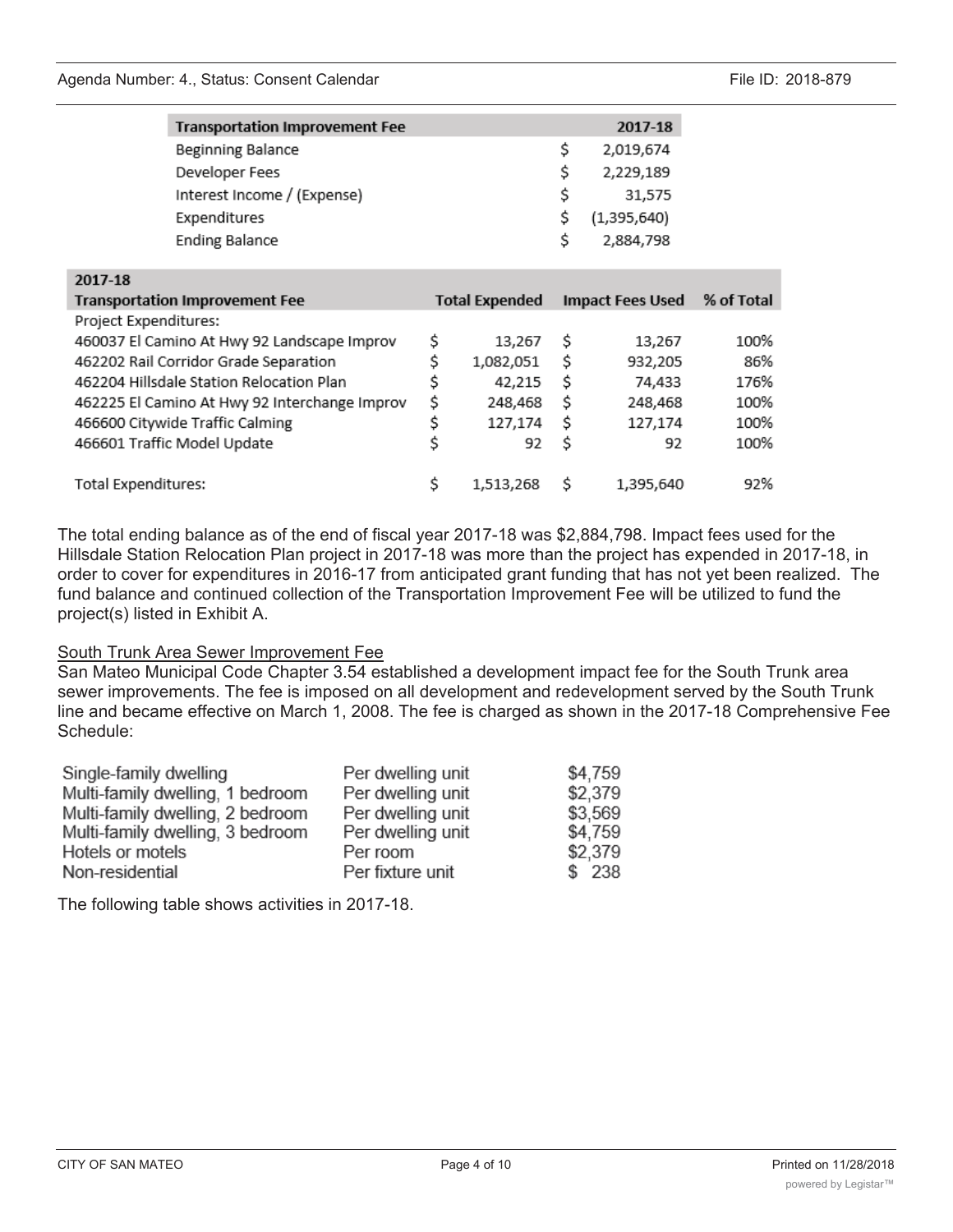| Transportation Improvement Fee | 2017-18 |
|---|---|
| Beginning Balance | $ 2,019,674 |
| Developer Fees | $ 2,229,189 |
| Interest Income / (Expense) | $ 31,575 |
| Expenditures | $ (1,395,640) |
| Ending Balance | $ 2,884,798 |

| 2017-18 Transportation Improvement Fee | Total Expended | Impact Fees Used | % of Total |
|---|---|---|---|
| Project Expenditures: | | | |
| 460037 El Camino At Hwy 92 Landscape Improv | $ 13,267 | $ 13,267 | 100% |
| 462202 Rail Corridor Grade Separation | $ 1,082,051 | $ 932,205 | 86% |
| 462204 Hillsdale Station Relocation Plan | $ 42,215 | $ 74,433 | 176% |
| 462225 El Camino At Hwy 92 Interchange Improv | $ 248,468 | $ 248,468 | 100% |
| 466600 Citywide Traffic Calming | $ 127,174 | $ 127,174 | 100% |
| 466601 Traffic Model Update | $ 92 | $ 92 | 100% |
| Total Expenditures: | $ 1,513,268 | $ 1,395,640 | 92% |

The total ending balance as of the end of fiscal year 2017-18 was $2,884,798. Impact fees used for the Hillsdale Station Relocation Plan project in 2017-18 was more than the project has expended in 2017-18, in order to cover for expenditures in 2016-17 from anticipated grant funding that has not yet been realized. The fund balance and continued collection of the Transportation Improvement Fee will be utilized to fund the project(s) listed in Exhibit A.

South Trunk Area Sewer Improvement Fee

San Mateo Municipal Code Chapter 3.54 established a development impact fee for the South Trunk area sewer improvements. The fee is imposed on all development and redevelopment served by the South Trunk line and became effective on March 1, 2008. The fee is charged as shown in the 2017-18 Comprehensive Fee Schedule:

| | | |
|---|---|---|
| Single-family dwelling | Per dwelling unit | $4,759 |
| Multi-family dwelling, 1 bedroom | Per dwelling unit | $2,379 |
| Multi-family dwelling, 2 bedroom | Per dwelling unit | $3,569 |
| Multi-family dwelling, 3 bedroom | Per dwelling unit | $4,759 |
| Hotels or motels | Per room | $2,379 |
| Non-residential | Per fixture unit | $ 238 |

The following table shows activities in 2017-18.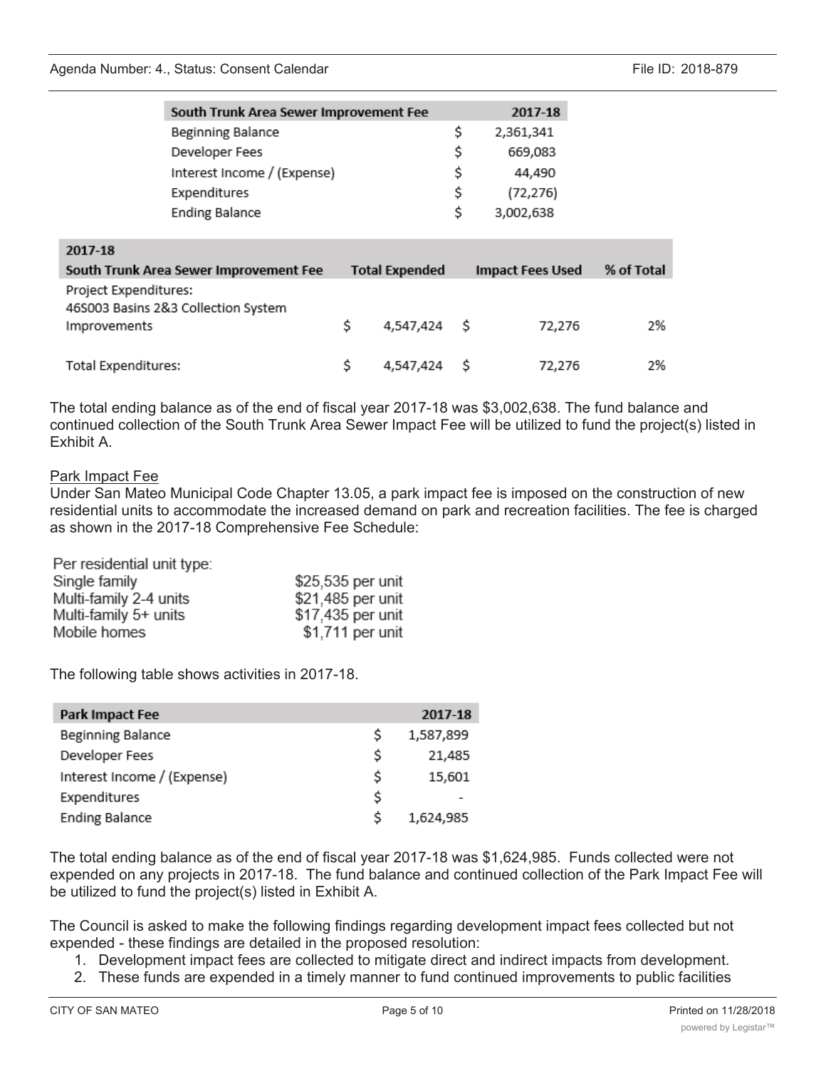| South Trunk Area Sewer Improvement Fee | | 2017-18 |
|---|---|---|
| Beginning Balance | $ | 2,361,341 |
| Developer Fees | $ | 669,083 |
| Interest Income / (Expense) | $ | 44,490 |
| Expenditures | $ | (72,276) |
| Ending Balance | $ | 3,002,638 |

| 2017-18<br>South Trunk Area Sewer Improvement Fee | Total Expended | Impact Fees Used | % of Total |
|---|---|---|---|
| Project Expenditures: | | | |
| 46S003 Basins 2&3 Collection System Improvements | $ 4,547,424 | $ 72,276 | 2% |
| Total Expenditures: | $ 4,547,424 | $ 72,276 | 2% |

The total ending balance as of the end of fiscal year 2017-18 was $3,002,638. The fund balance and continued collection of the South Trunk Area Sewer Impact Fee will be utilized to fund the project(s) listed in Exhibit A.

Park Impact Fee

Under San Mateo Municipal Code Chapter 13.05, a park impact fee is imposed on the construction of new residential units to accommodate the increased demand on park and recreation facilities. The fee is charged as shown in the 2017-18 Comprehensive Fee Schedule:

| Per residential unit type: | |
|---|---|
| Single family | $25,535 per unit |
| Multi-family 2-4 units | $21,485 per unit |
| Multi-family 5+ units | $17,435 per unit |
| Mobile homes | $1,711 per unit |

The following table shows activities in 2017-18.

| Park Impact Fee | | 2017-18 |
|---|---|---|
| Beginning Balance | $ | 1,587,899 |
| Developer Fees | $ | 21,485 |
| Interest Income / (Expense) | $ | 15,601 |
| Expenditures | $ | - |
| Ending Balance | $ | 1,624,985 |

The total ending balance as of the end of fiscal year 2017-18 was $1,624,985. Funds collected were not expended on any projects in 2017-18. The fund balance and continued collection of the Park Impact Fee will be utilized to fund the project(s) listed in Exhibit A.

The Council is asked to make the following findings regarding development impact fees collected but not expended - these findings are detailed in the proposed resolution:

1. Development impact fees are collected to mitigate direct and indirect impacts from development.
2. These funds are expended in a timely manner to fund continued improvements to public facilities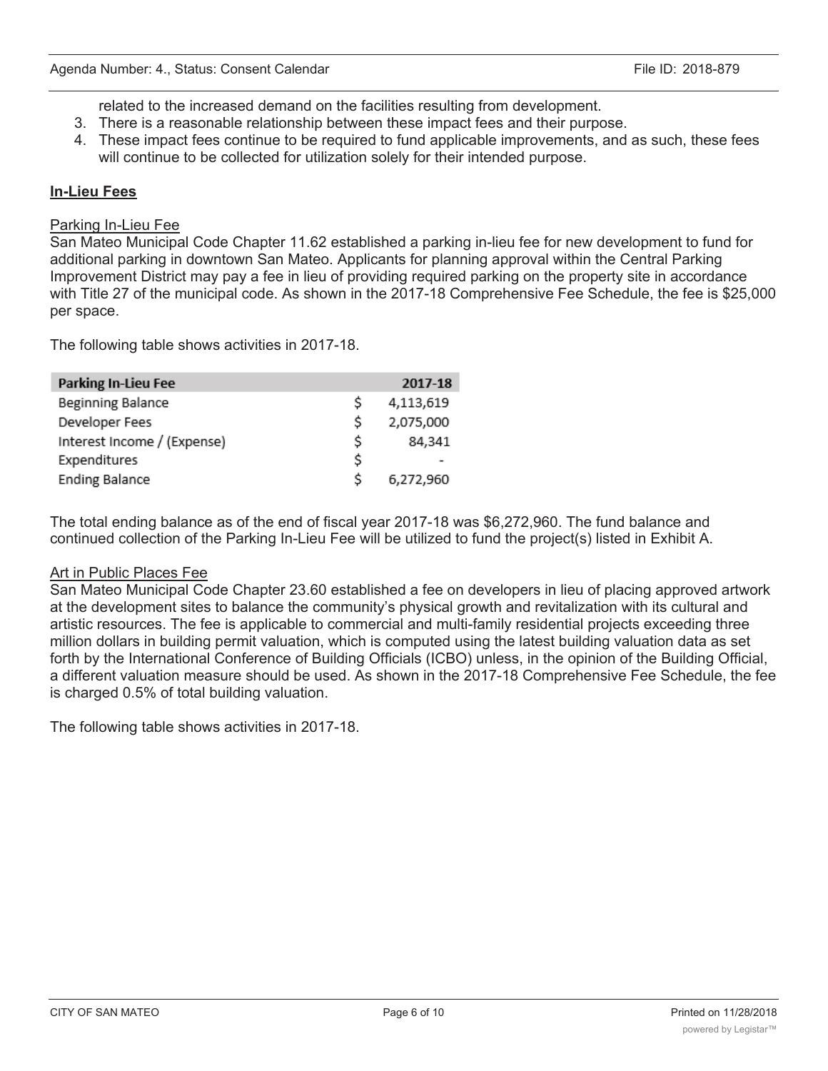related to the increased demand on the facilities resulting from development.

3. There is a reasonable relationship between these impact fees and their purpose.
4. These impact fees continue to be required to fund applicable improvements, and as such, these fees will continue to be collected for utilization solely for their intended purpose.

**In-Lieu Fees**

Parking In-Lieu Fee

San Mateo Municipal Code Chapter 11.62 established a parking in-lieu fee for new development to fund for additional parking in downtown San Mateo. Applicants for planning approval within the Central Parking Improvement District may pay a fee in lieu of providing required parking on the property site in accordance with Title 27 of the municipal code. As shown in the 2017-18 Comprehensive Fee Schedule, the fee is $25,000 per space.

The following table shows activities in 2017-18.

| Parking In-Lieu Fee | | 2017-18 |
|---|---|---|
| Beginning Balance | $ | 4,113,619 |
| Developer Fees | $ | 2,075,000 |
| Interest Income / (Expense) | $ | 84,341 |
| Expenditures | $ | - |
| Ending Balance | $ | 6,272,960 |

The total ending balance as of the end of fiscal year 2017-18 was $6,272,960. The fund balance and continued collection of the Parking In-Lieu Fee will be utilized to fund the project(s) listed in Exhibit A.

Art in Public Places Fee

San Mateo Municipal Code Chapter 23.60 established a fee on developers in lieu of placing approved artwork at the development sites to balance the community's physical growth and revitalization with its cultural and artistic resources. The fee is applicable to commercial and multi-family residential projects exceeding three million dollars in building permit valuation, which is computed using the latest building valuation data as set forth by the International Conference of Building Officials (ICBO) unless, in the opinion of the Building Official, a different valuation measure should be used. As shown in the 2017-18 Comprehensive Fee Schedule, the fee is charged 0.5% of total building valuation.

The following table shows activities in 2017-18.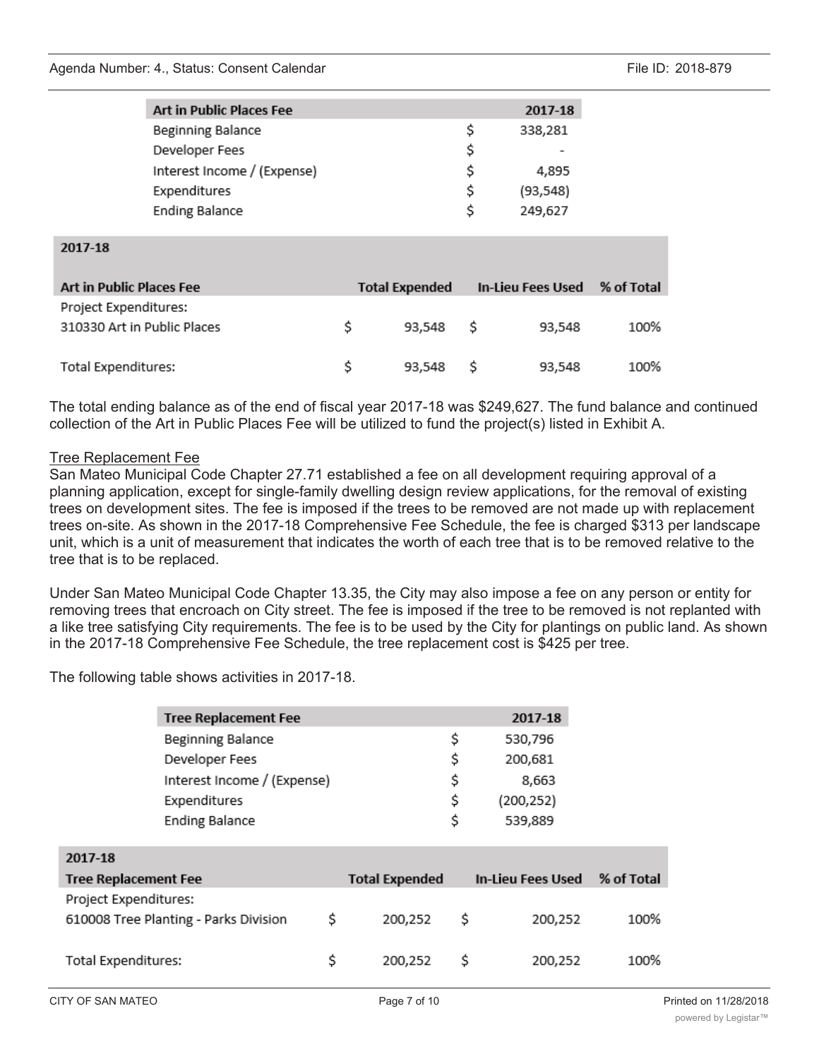| Art in Public Places Fee | | 2017-18 |
|---|---|---|
| Beginning Balance | $ | 338,281 |
| Developer Fees | $ | - |
| Interest Income / (Expense) | $ | 4,895 |
| Expenditures | $ | (93,548) |
| Ending Balance | $ | 249,627 |

| 2017-18 | | | | | |
|---|---|---|---|---|---|
| **Art in Public Places Fee** | | **Total Expended** | | **In-Lieu Fees Used** | **% of Total** |
| Project Expenditures: | | | | | |
| 310330 Art in Public Places | $ | 93,548 | $ | 93,548 | 100% |
| Total Expenditures: | $ | 93,548 | $ | 93,548 | 100% |

The total ending balance as of the end of fiscal year 2017-18 was $249,627. The fund balance and continued collection of the Art in Public Places Fee will be utilized to fund the project(s) listed in Exhibit A.

Tree Replacement Fee

San Mateo Municipal Code Chapter 27.71 established a fee on all development requiring approval of a planning application, except for single-family dwelling design review applications, for the removal of existing trees on development sites. The fee is imposed if the trees to be removed are not made up with replacement trees on-site. As shown in the 2017-18 Comprehensive Fee Schedule, the fee is charged $313 per landscape unit, which is a unit of measurement that indicates the worth of each tree that is to be removed relative to the tree that is to be replaced.

Under San Mateo Municipal Code Chapter 13.35, the City may also impose a fee on any person or entity for removing trees that encroach on City street. The fee is imposed if the tree to be removed is not replanted with a like tree satisfying City requirements. The fee is to be used by the City for plantings on public land. As shown in the 2017-18 Comprehensive Fee Schedule, the tree replacement cost is $425 per tree.

The following table shows activities in 2017-18.

| Tree Replacement Fee | | 2017-18 |
|---|---|---|
| Beginning Balance | $ | 530,796 |
| Developer Fees | $ | 200,681 |
| Interest Income / (Expense) | $ | 8,663 |
| Expenditures | $ | (200,252) |
| Ending Balance | $ | 539,889 |

| 2017-18 | | | | | |
|---|---|---|---|---|---|
| **Tree Replacement Fee** | | **Total Expended** | | **In-Lieu Fees Used** | **% of Total** |
| Project Expenditures: | | | | | |
| 610008 Tree Planting - Parks Division | $ | 200,252 | $ | 200,252 | 100% |
| Total Expenditures: | $ | 200,252 | $ | 200,252 | 100% |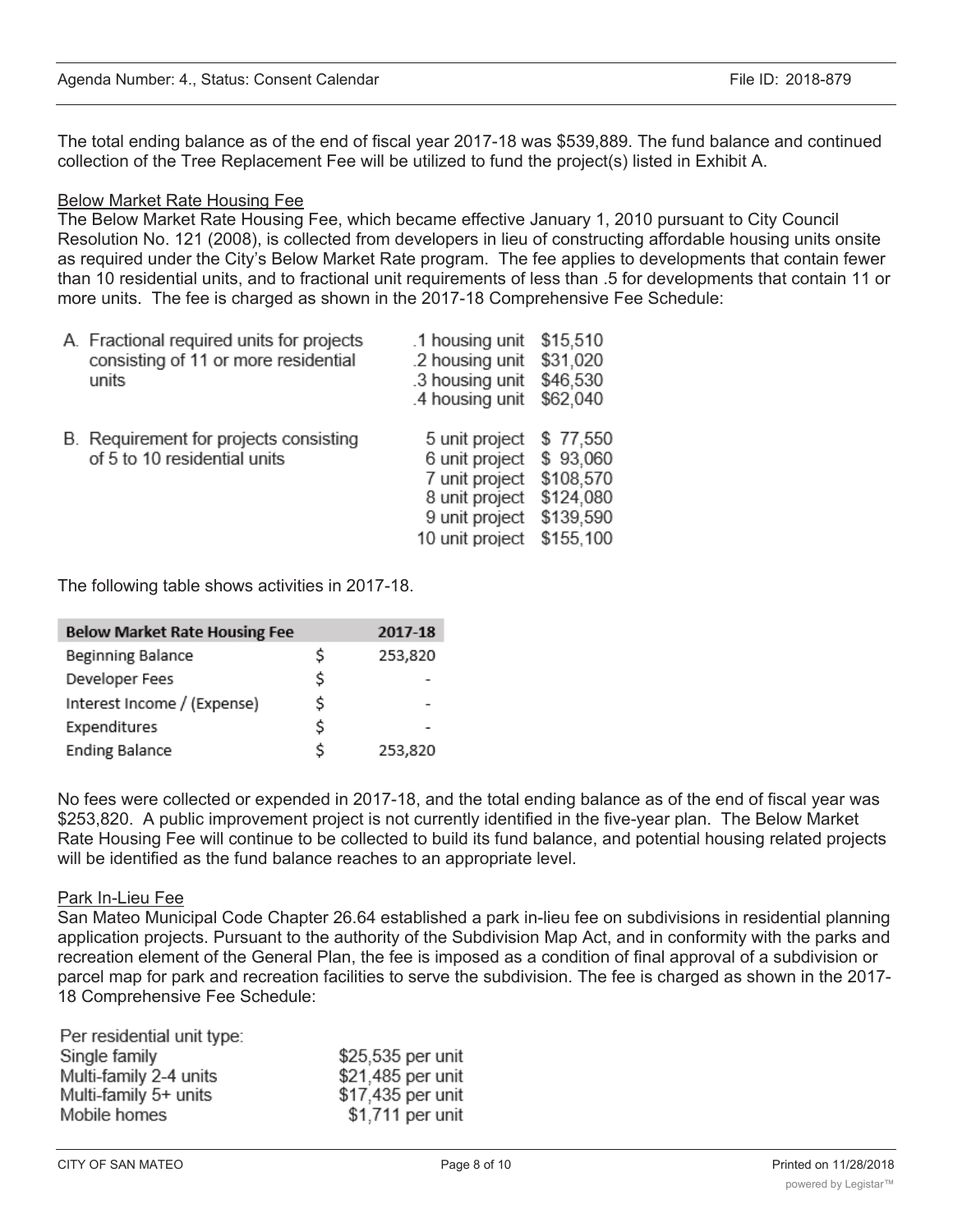The total ending balance as of the end of fiscal year 2017-18 was $539,889. The fund balance and continued collection of the Tree Replacement Fee will be utilized to fund the project(s) listed in Exhibit A.

Below Market Rate Housing Fee

The Below Market Rate Housing Fee, which became effective January 1, 2010 pursuant to City Council Resolution No. 121 (2008), is collected from developers in lieu of constructing affordable housing units onsite as required under the City's Below Market Rate program. The fee applies to developments that contain fewer than 10 residential units, and to fractional unit requirements of less than .5 for developments that contain 11 or more units. The fee is charged as shown in the 2017-18 Comprehensive Fee Schedule:

| | | |
|---|---|---|
| A. Fractional required units for projects consisting of 11 or more residential units | .1 housing unit | $15,510 |
| | .2 housing unit | $31,020 |
| | .3 housing unit | $46,530 |
| | .4 housing unit | $62,040 |
| B. Requirement for projects consisting of 5 to 10 residential units | 5 unit project | $ 77,550 |
| | 6 unit project | $ 93,060 |
| | 7 unit project | $108,570 |
| | 8 unit project | $124,080 |
| | 9 unit project | $139,590 |
| | 10 unit project | $155,100 |

The following table shows activities in 2017-18.

| Below Market Rate Housing Fee | | 2017-18 |
|---|---|---|
| Beginning Balance | $ | 253,820 |
| Developer Fees | $ | - |
| Interest Income / (Expense) | $ | - |
| Expenditures | $ | - |
| Ending Balance | $ | 253,820 |

No fees were collected or expended in 2017-18, and the total ending balance as of the end of fiscal year was $253,820. A public improvement project is not currently identified in the five-year plan. The Below Market Rate Housing Fee will continue to be collected to build its fund balance, and potential housing related projects will be identified as the fund balance reaches to an appropriate level.

Park In-Lieu Fee

San Mateo Municipal Code Chapter 26.64 established a park in-lieu fee on subdivisions in residential planning application projects. Pursuant to the authority of the Subdivision Map Act, and in conformity with the parks and recreation element of the General Plan, the fee is imposed as a condition of final approval of a subdivision or parcel map for park and recreation facilities to serve the subdivision. The fee is charged as shown in the 2017-18 Comprehensive Fee Schedule:

| Per residential unit type: | |
|---|---|
| Single family | $25,535 per unit |
| Multi-family 2-4 units | $21,485 per unit |
| Multi-family 5+ units | $17,435 per unit |
| Mobile homes | $1,711 per unit |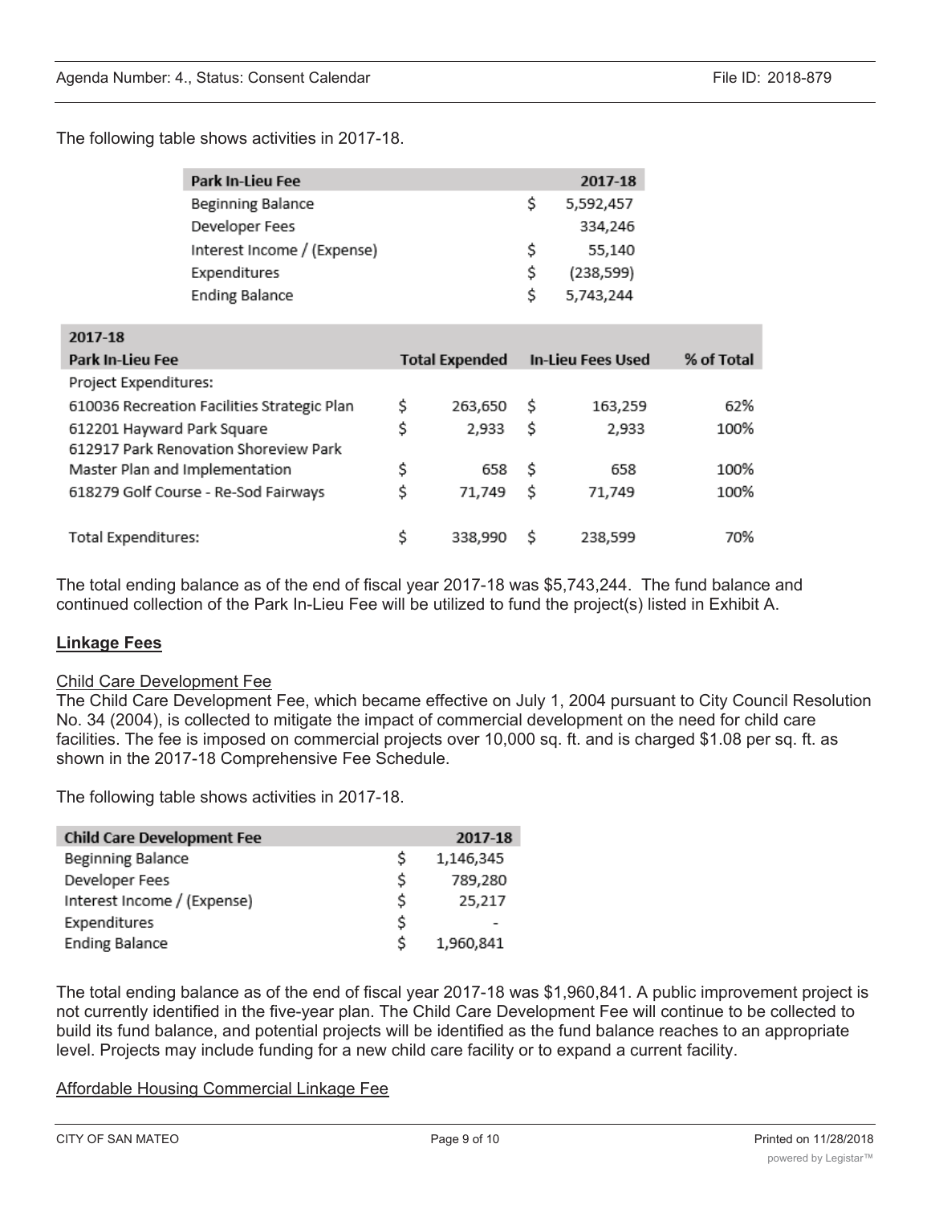The following table shows activities in 2017-18.

| Park In-Lieu Fee | 2017-18 |
| --- | --- |
| Beginning Balance | $ 5,592,457 |
| Developer Fees | 334,246 |
| Interest Income / (Expense) | $ 55,140 |
| Expenditures | $ (238,599) |
| Ending Balance | $ 5,743,244 |

| 2017-18<br>Park In-Lieu Fee | Total Expended | In-Lieu Fees Used | % of Total |
| --- | --- | --- | --- |
| Project Expenditures: | | | |
| 610036 Recreation Facilities Strategic Plan | $ 263,650 | $ 163,259 | 62% |
| 612201 Hayward Park Square | $ 2,933 | $ 2,933 | 100% |
| 612917 Park Renovation Shoreview Park Master Plan and Implementation | $ 658 | $ 658 | 100% |
| 618279 Golf Course - Re-Sod Fairways | $ 71,749 | $ 71,749 | 100% |
| Total Expenditures: | $ 338,990 | $ 238,599 | 70% |

The total ending balance as of the end of fiscal year 2017-18 was $5,743,244. The fund balance and continued collection of the Park In-Lieu Fee will be utilized to fund the project(s) listed in Exhibit A.

## Linkage Fees

### Child Care Development Fee

The Child Care Development Fee, which became effective on July 1, 2004 pursuant to City Council Resolution No. 34 (2004), is collected to mitigate the impact of commercial development on the need for child care facilities. The fee is imposed on commercial projects over 10,000 sq. ft. and is charged $1.08 per sq. ft. as shown in the 2017-18 Comprehensive Fee Schedule.

The following table shows activities in 2017-18.

| Child Care Development Fee | 2017-18 |
| --- | --- |
| Beginning Balance | $ 1,146,345 |
| Developer Fees | $ 789,280 |
| Interest Income / (Expense) | $ 25,217 |
| Expenditures | $ - |
| Ending Balance | $ 1,960,841 |

The total ending balance as of the end of fiscal year 2017-18 was $1,960,841. A public improvement project is not currently identified in the five-year plan. The Child Care Development Fee will continue to be collected to build its fund balance, and potential projects will be identified as the fund balance reaches to an appropriate level. Projects may include funding for a new child care facility or to expand a current facility.

### Affordable Housing Commercial Linkage Fee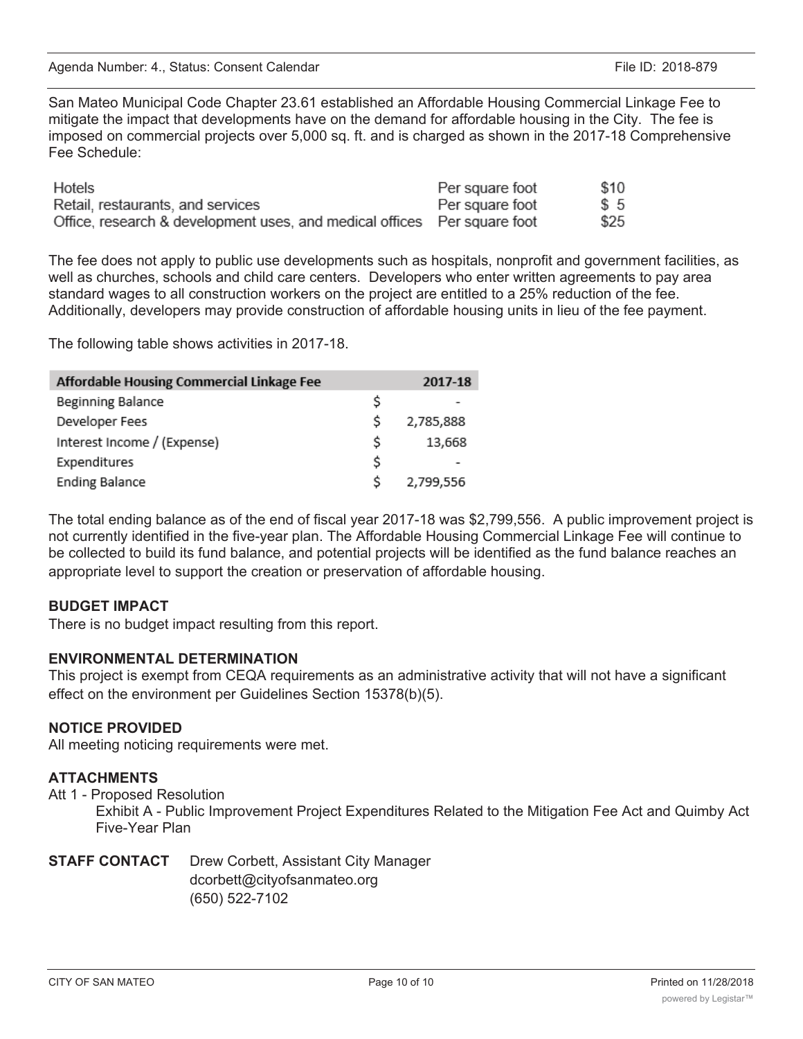San Mateo Municipal Code Chapter 23.61 established an Affordable Housing Commercial Linkage Fee to mitigate the impact that developments have on the demand for affordable housing in the City. The fee is imposed on commercial projects over 5,000 sq. ft. and is charged as shown in the 2017-18 Comprehensive Fee Schedule:

| | | |
|---|---|---|
| Hotels | Per square foot | $10 |
| Retail, restaurants, and services | Per square foot | $ 5 |
| Office, research & development uses, and medical offices | Per square foot | $25 |

The fee does not apply to public use developments such as hospitals, nonprofit and government facilities, as well as churches, schools and child care centers. Developers who enter written agreements to pay area standard wages to all construction workers on the project are entitled to a 25% reduction of the fee. Additionally, developers may provide construction of affordable housing units in lieu of the fee payment.

The following table shows activities in 2017-18.

| Affordable Housing Commercial Linkage Fee | 2017-18 |
|---|---|
| Beginning Balance | $ - |
| Developer Fees | $ 2,785,888 |
| Interest Income / (Expense) | $ 13,668 |
| Expenditures | $ - |
| Ending Balance | $ 2,799,556 |

The total ending balance as of the end of fiscal year 2017-18 was $2,799,556. A public improvement project is not currently identified in the five-year plan. The Affordable Housing Commercial Linkage Fee will continue to be collected to build its fund balance, and potential projects will be identified as the fund balance reaches an appropriate level to support the creation or preservation of affordable housing.

**BUDGET IMPACT**

There is no budget impact resulting from this report.

**ENVIRONMENTAL DETERMINATION**

This project is exempt from CEQA requirements as an administrative activity that will not have a significant effect on the environment per Guidelines Section 15378(b)(5).

**NOTICE PROVIDED**

All meeting noticing requirements were met.

**ATTACHMENTS**

Att 1 - Proposed Resolution

Exhibit A - Public Improvement Project Expenditures Related to the Mitigation Fee Act and Quimby Act Five-Year Plan

**STAFF CONTACT** Drew Corbett, Assistant City Manager
dcorbett@cityofsanmateo.org
(650) 522-7102